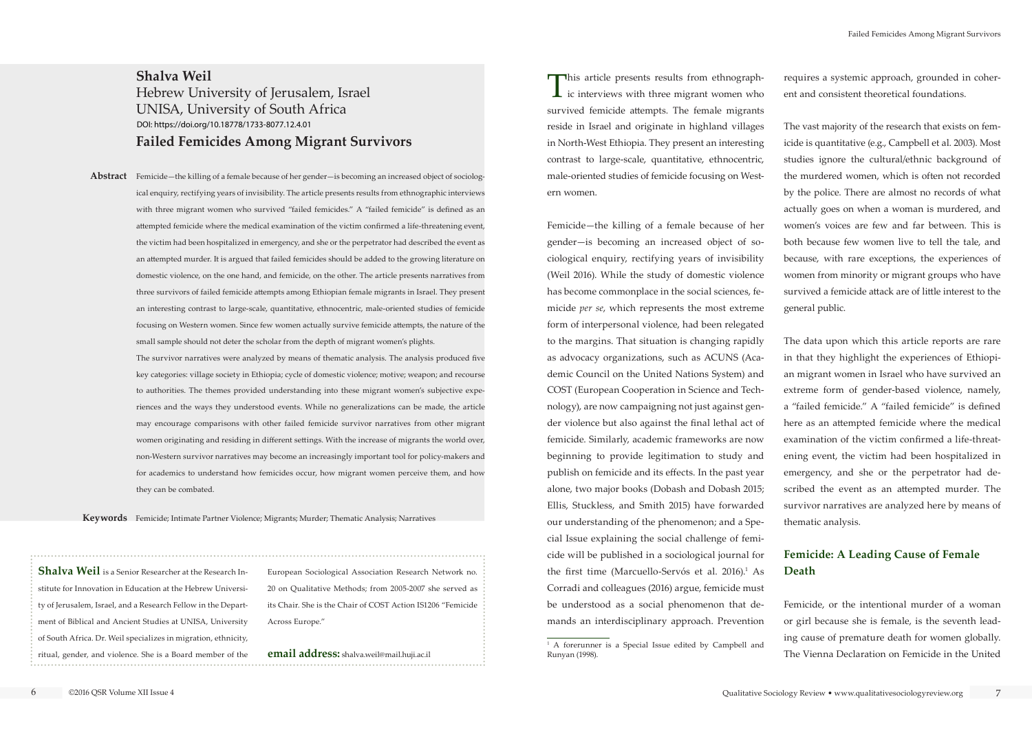**Shalva Weil**
Hebrew University of Jerusalem, Israel
UNISA, University of South Africa
DOI: https://doi.org/10.18778/1733-8077.12.4.01

# Failed Femicides Among Migrant Survivors

**Abstract** Femicide—the killing of a female because of her gender—is becoming an increased object of sociological enquiry, rectifying years of invisibility. The article presents results from ethnographic interviews with three migrant women who survived "failed femicides." A "failed femicide" is defined as an attempted femicide where the medical examination of the victim confirmed a life-threatening event, the victim had been hospitalized in emergency, and she or the perpetrator had described the event as an attempted murder. It is argued that failed femicides should be added to the growing literature on domestic violence, on the one hand, and femicide, on the other. The article presents narratives from three survivors of failed femicide attempts among Ethiopian female migrants in Israel. They present an interesting contrast to large-scale, quantitative, ethnocentric, male-oriented studies of femicide focusing on Western women. Since few women actually survive femicide attempts, the nature of the small sample should not deter the scholar from the depth of migrant women's plights.

The survivor narratives were analyzed by means of thematic analysis. The analysis produced five key categories: village society in Ethiopia; cycle of domestic violence; motive; weapon; and recourse to authorities. The themes provided understanding into these migrant women's subjective experiences and the ways they understood events. While no generalizations can be made, the article may encourage comparisons with other failed femicide survivor narratives from other migrant women originating and residing in different settings. With the increase of migrants the world over, non-Western survivor narratives may become an increasingly important tool for policy-makers and for academics to understand how femicides occur, how migrant women perceive them, and how they can be combated.

**Keywords** Femicide; Intimate Partner Violence; Migrants; Murder; Thematic Analysis; Narratives

**Shalva Weil** is a Senior Researcher at the Research Institute for Innovation in Education at the Hebrew University of Jerusalem, Israel, and a Research Fellow in the Department of Biblical and Ancient Studies at UNISA, University of South Africa. Dr. Weil specializes in migration, ethnicity, ritual, gender, and violence. She is a Board member of the European Sociological Association Research Network no. 20 on Qualitative Methods; from 2005-2007 she served as its Chair. She is the Chair of COST Action IS1206 "Femicide Across Europe."

**email address:** shalva.weil@mail.huji.ac.il

This article presents results from ethnographic interviews with three migrant women who survived femicide attempts. The female migrants reside in Israel and originate in highland villages in North-West Ethiopia. They present an interesting contrast to large-scale, quantitative, ethnocentric, male-oriented studies of femicide focusing on Western women.

Femicide—the killing of a female because of her gender—is becoming an increased object of sociological enquiry, rectifying years of invisibility (Weil 2016). While the study of domestic violence has become commonplace in the social sciences, femicide *per se*, which represents the most extreme form of interpersonal violence, had been relegated to the margins. That situation is changing rapidly as advocacy organizations, such as ACUNS (Academic Council on the United Nations System) and COST (European Cooperation in Science and Technology), are now campaigning not just against gender violence but also against the final lethal act of femicide. Similarly, academic frameworks are now beginning to provide legitimation to study and publish on femicide and its effects. In the past year alone, two major books (Dobash and Dobash 2015; Ellis, Stuckless, and Smith 2015) have forwarded our understanding of the phenomenon; and a Special Issue explaining the social challenge of femicide will be published in a sociological journal for the first time (Marcuello-Servós et al. 2016).[1] As Corradi and colleagues (2016) argue, femicide must be understood as a social phenomenon that demands an interdisciplinary approach. Prevention requires a systemic approach, grounded in coherent and consistent theoretical foundations.

The vast majority of the research that exists on femicide is quantitative (e.g., Campbell et al. 2003). Most studies ignore the cultural/ethnic background of the murdered women, which is often not recorded by the police. There are almost no records of what actually goes on when a woman is murdered, and women's voices are few and far between. This is both because few women live to tell the tale, and because, with rare exceptions, the experiences of women from minority or migrant groups who have survived a femicide attack are of little interest to the general public.

The data upon which this article reports are rare in that they highlight the experiences of Ethiopian migrant women in Israel who have survived an extreme form of gender-based violence, namely, a "failed femicide." A "failed femicide" is defined here as an attempted femicide where the medical examination of the victim confirmed a life-threatening event, the victim had been hospitalized in emergency, and she or the perpetrator had described the event as an attempted murder. The survivor narratives are analyzed here by means of thematic analysis.

## Femicide: A Leading Cause of Female Death

Femicide, or the intentional murder of a woman or girl because she is female, is the seventh leading cause of premature death for women globally. The Vienna Declaration on Femicide in the United

[1] A forerunner is a Special Issue edited by Campbell and Runyan (1998).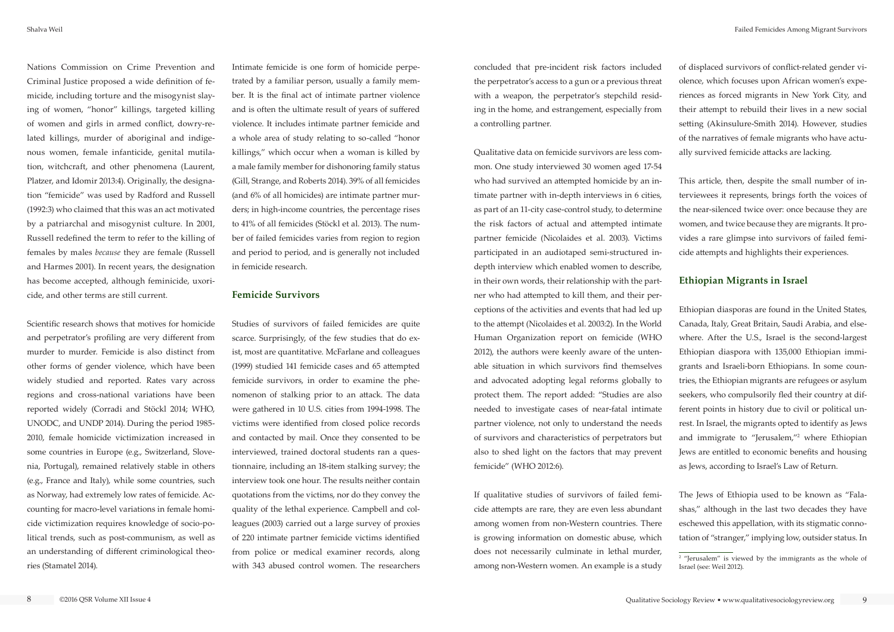Nations Commission on Crime Prevention and Criminal Justice proposed a wide definition of femicide, including torture and the misogynist slaying of women, "honor" killings, targeted killing of women and girls in armed conflict, dowry-related killings, murder of aboriginal and indigenous women, female infanticide, genital mutilation, witchcraft, and other phenomena (Laurent, Platzer, and Idomir 2013:4). Originally, the designation "femicide" was used by Radford and Russell (1992:3) who claimed that this was an act motivated by a patriarchal and misogynist culture. In 2001, Russell redefined the term to refer to the killing of females by males *because* they are female (Russell and Harmes 2001). In recent years, the designation has become accepted, although feminicide, uxoricide, and other terms are still current.

Scientific research shows that motives for homicide and perpetrator's profiling are very different from murder to murder. Femicide is also distinct from other forms of gender violence, which have been widely studied and reported. Rates vary across regions and cross-national variations have been reported widely (Corradi and Stöckl 2014; WHO, UNODC, and UNDP 2014). During the period 1985-2010, female homicide victimization increased in some countries in Europe (e.g., Switzerland, Slovenia, Portugal), remained relatively stable in others (e.g., France and Italy), while some countries, such as Norway, had extremely low rates of femicide. Accounting for macro-level variations in female homicide victimization requires knowledge of socio-political trends, such as post-communism, as well as an understanding of different criminological theories (Stamatel 2014).

Intimate femicide is one form of homicide perpetrated by a familiar person, usually a family member. It is the final act of intimate partner violence and is often the ultimate result of years of suffered violence. It includes intimate partner femicide and a whole area of study relating to so-called "honor killings," which occur when a woman is killed by a male family member for dishonoring family status (Gill, Strange, and Roberts 2014). 39% of all femicides (and 6% of all homicides) are intimate partner murders; in high-income countries, the percentage rises to 41% of all femicides (Stöckl et al. 2013). The number of failed femicides varies from region to region and period to period, and is generally not included in femicide research.

## Femicide Survivors

Studies of survivors of failed femicides are quite scarce. Surprisingly, of the few studies that do exist, most are quantitative. McFarlane and colleagues (1999) studied 141 femicide cases and 65 attempted femicide survivors, in order to examine the phenomenon of stalking prior to an attack. The data were gathered in 10 U.S. cities from 1994-1998. The victims were identified from closed police records and contacted by mail. Once they consented to be interviewed, trained doctoral students ran a questionnaire, including an 18-item stalking survey; the interview took one hour. The results neither contain quotations from the victims, nor do they convey the quality of the lethal experience. Campbell and colleagues (2003) carried out a large survey of proxies of 220 intimate partner femicide victims identified from police or medical examiner records, along with 343 abused control women. The researchers concluded that pre-incident risk factors included the perpetrator's access to a gun or a previous threat with a weapon, the perpetrator's stepchild residing in the home, and estrangement, especially from a controlling partner.

Qualitative data on femicide survivors are less common. One study interviewed 30 women aged 17-54 who had survived an attempted homicide by an intimate partner with in-depth interviews in 6 cities, as part of an 11-city case-control study, to determine the risk factors of actual and attempted intimate partner femicide (Nicolaides et al. 2003). Victims participated in an audiotaped semi-structured in-depth interview which enabled women to describe, in their own words, their relationship with the partner who had attempted to kill them, and their perceptions of the activities and events that had led up to the attempt (Nicolaides et al. 2003:2). In the World Human Organization report on femicide (WHO 2012), the authors were keenly aware of the untenable situation in which survivors find themselves and advocated adopting legal reforms globally to protect them. The report added: "Studies are also needed to investigate cases of near-fatal intimate partner violence, not only to understand the needs of survivors and characteristics of perpetrators but also to shed light on the factors that may prevent femicide" (WHO 2012:6).

If qualitative studies of survivors of failed femicide attempts are rare, they are even less abundant among women from non-Western countries. There is growing information on domestic abuse, which does not necessarily culminate in lethal murder, among non-Western women. An example is a study of displaced survivors of conflict-related gender violence, which focuses upon African women's experiences as forced migrants in New York City, and their attempt to rebuild their lives in a new social setting (Akinsulure-Smith 2014). However, studies of the narratives of female migrants who have actually survived femicide attacks are lacking.

This article, then, despite the small number of interviewees it represents, brings forth the voices of the near-silenced twice over: once because they are women, and twice because they are migrants. It provides a rare glimpse into survivors of failed femicide attempts and highlights their experiences.

## Ethiopian Migrants in Israel

Ethiopian diasporas are found in the United States, Canada, Italy, Great Britain, Saudi Arabia, and elsewhere. After the U.S., Israel is the second-largest Ethiopian diaspora with 135,000 Ethiopian immigrants and Israeli-born Ethiopians. In some countries, the Ethiopian migrants are refugees or asylum seekers, who compulsorily fled their country at different points in history due to civil or political unrest. In Israel, the migrants opted to identify as Jews and immigrate to "Jerusalem,"[2] where Ethiopian Jews are entitled to economic benefits and housing as Jews, according to Israel's Law of Return.

The Jews of Ethiopia used to be known as "Falashas," although in the last two decades they have eschewed this appellation, with its stigmatic connotation of "stranger," implying low, outsider status. In

[2] "Jerusalem" is viewed by the immigrants as the whole of Israel (see: Weil 2012).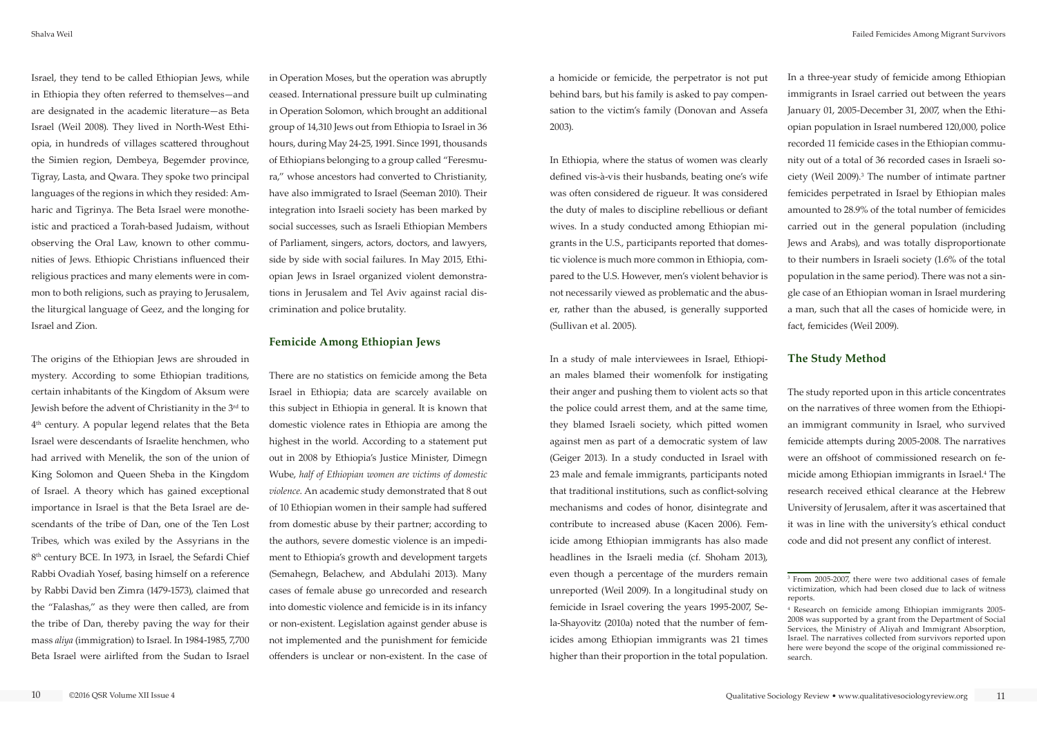Israel, they tend to be called Ethiopian Jews, while in Ethiopia they often referred to themselves—and are designated in the academic literature—as Beta Israel (Weil 2008). They lived in North-West Ethiopia, in hundreds of villages scattered throughout the Simien region, Dembeya, Begemder province, Tigray, Lasta, and Qwara. They spoke two principal languages of the regions in which they resided: Amharic and Tigrinya. The Beta Israel were monotheistic and practiced a Torah-based Judaism, without observing the Oral Law, known to other communities of Jews. Ethiopic Christians influenced their religious practices and many elements were in common to both religions, such as praying to Jerusalem, the liturgical language of Geez, and the longing for Israel and Zion.

The origins of the Ethiopian Jews are shrouded in mystery. According to some Ethiopian traditions, certain inhabitants of the Kingdom of Aksum were Jewish before the advent of Christianity in the 3rd to 4th century. A popular legend relates that the Beta Israel were descendants of Israelite henchmen, who had arrived with Menelik, the son of the union of King Solomon and Queen Sheba in the Kingdom of Israel. A theory which has gained exceptional importance in Israel is that the Beta Israel are descendants of the tribe of Dan, one of the Ten Lost Tribes, which was exiled by the Assyrians in the 8th century BCE. In 1973, in Israel, the Sefardi Chief Rabbi Ovadiah Yosef, basing himself on a reference by Rabbi David ben Zimra (1479-1573), claimed that the "Falashas," as they were then called, are from the tribe of Dan, thereby paving the way for their mass *aliya* (immigration) to Israel. In 1984-1985, 7,700 Beta Israel were airlifted from the Sudan to Israel in Operation Moses, but the operation was abruptly ceased. International pressure built up culminating in Operation Solomon, which brought an additional group of 14,310 Jews out from Ethiopia to Israel in 36 hours, during May 24-25, 1991. Since 1991, thousands of Ethiopians belonging to a group called "Feresmura," whose ancestors had converted to Christianity, have also immigrated to Israel (Seeman 2010). Their integration into Israeli society has been marked by social successes, such as Israeli Ethiopian Members of Parliament, singers, actors, doctors, and lawyers, side by side with social failures. In May 2015, Ethiopian Jews in Israel organized violent demonstrations in Jerusalem and Tel Aviv against racial discrimination and police brutality.

## Femicide Among Ethiopian Jews

There are no statistics on femicide among the Beta Israel in Ethiopia; data are scarcely available on this subject in Ethiopia in general. It is known that domestic violence rates in Ethiopia are among the highest in the world. According to a statement put out in 2008 by Ethiopia's Justice Minister, Dimegn Wube, *half of Ethiopian women are victims of domestic violence*. An academic study demonstrated that 8 out of 10 Ethiopian women in their sample had suffered from domestic abuse by their partner; according to the authors, severe domestic violence is an impediment to Ethiopia's growth and development targets (Semahegn, Belachew, and Abdulahi 2013). Many cases of female abuse go unrecorded and research into domestic violence and femicide is in its infancy or non-existent. Legislation against gender abuse is not implemented and the punishment for femicide offenders is unclear or non-existent. In the case of a homicide or femicide, the perpetrator is not put behind bars, but his family is asked to pay compensation to the victim's family (Donovan and Assefa 2003).

In Ethiopia, where the status of women was clearly defined vis-à-vis their husbands, beating one's wife was often considered de rigueur. It was considered the duty of males to discipline rebellious or defiant wives. In a study conducted among Ethiopian migrants in the U.S., participants reported that domestic violence is much more common in Ethiopia, compared to the U.S. However, men's violent behavior is not necessarily viewed as problematic and the abuser, rather than the abused, is generally supported (Sullivan et al. 2005).

In a study of male interviewees in Israel, Ethiopian males blamed their womenfolk for instigating their anger and pushing them to violent acts so that the police could arrest them, and at the same time, they blamed Israeli society, which pitted women against men as part of a democratic system of law (Geiger 2013). In a study conducted in Israel with 23 male and female immigrants, participants noted that traditional institutions, such as conflict-solving mechanisms and codes of honor, disintegrate and contribute to increased abuse (Kacen 2006). Femicide among Ethiopian immigrants has also made headlines in the Israeli media (cf. Shoham 2013), even though a percentage of the murders remain unreported (Weil 2009). In a longitudinal study on femicide in Israel covering the years 1995-2007, Sela-Shayovitz (2010a) noted that the number of femicides among Ethiopian immigrants was 21 times higher than their proportion in the total population. In a three-year study of femicide among Ethiopian immigrants in Israel carried out between the years January 01, 2005-December 31, 2007, when the Ethiopian population in Israel numbered 120,000, police recorded 11 femicide cases in the Ethiopian community out of a total of 36 recorded cases in Israeli society (Weil 2009).[3] The number of intimate partner femicides perpetrated in Israel by Ethiopian males amounted to 28.9% of the total number of femicides carried out in the general population (including Jews and Arabs), and was totally disproportionate to their numbers in Israeli society (1.6% of the total population in the same period). There was not a single case of an Ethiopian woman in Israel murdering a man, such that all the cases of homicide were, in fact, femicides (Weil 2009).

## The Study Method

The study reported upon in this article concentrates on the narratives of three women from the Ethiopian immigrant community in Israel, who survived femicide attempts during 2005-2008. The narratives were an offshoot of commissioned research on femicide among Ethiopian immigrants in Israel.[4] The research received ethical clearance at the Hebrew University of Jerusalem, after it was ascertained that it was in line with the university's ethical conduct code and did not present any conflict of interest.

---

[3] From 2005-2007, there were two additional cases of female victimization, which had been closed due to lack of witness reports.

[4] Research on femicide among Ethiopian immigrants 2005-2008 was supported by a grant from the Department of Social Services, the Ministry of Aliyah and Immigrant Absorption, Israel. The narratives collected from survivors reported upon here were beyond the scope of the original commissioned research.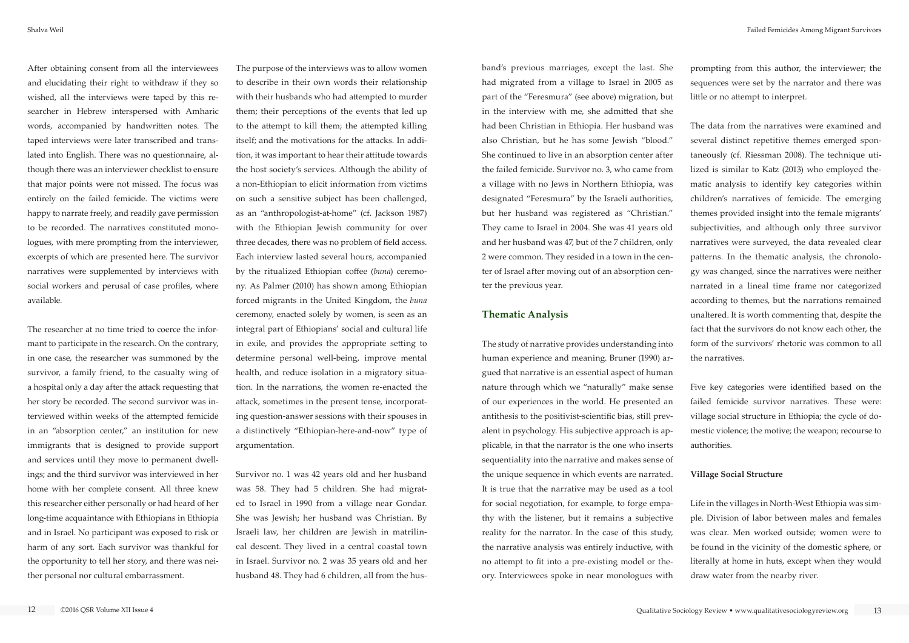After obtaining consent from all the interviewees and elucidating their right to withdraw if they so wished, all the interviews were taped by this researcher in Hebrew interspersed with Amharic words, accompanied by handwritten notes. The taped interviews were later transcribed and translated into English. There was no questionnaire, although there was an interviewer checklist to ensure that major points were not missed. The focus was entirely on the failed femicide. The victims were happy to narrate freely, and readily gave permission to be recorded. The narratives constituted monologues, with mere prompting from the interviewer, excerpts of which are presented here. The survivor narratives were supplemented by interviews with social workers and perusal of case profiles, where available.

The researcher at no time tried to coerce the informant to participate in the research. On the contrary, in one case, the researcher was summoned by the survivor, a family friend, to the casualty wing of a hospital only a day after the attack requesting that her story be recorded. The second survivor was interviewed within weeks of the attempted femicide in an "absorption center," an institution for new immigrants that is designed to provide support and services until they move to permanent dwellings; and the third survivor was interviewed in her home with her complete consent. All three knew this researcher either personally or had heard of her long-time acquaintance with Ethiopians in Ethiopia and in Israel. No participant was exposed to risk or harm of any sort. Each survivor was thankful for the opportunity to tell her story, and there was neither personal nor cultural embarrassment.

The purpose of the interviews was to allow women to describe in their own words their relationship with their husbands who had attempted to murder them; their perceptions of the events that led up to the attempt to kill them; the attempted killing itself; and the motivations for the attacks. In addition, it was important to hear their attitude towards the host society's services. Although the ability of a non-Ethiopian to elicit information from victims on such a sensitive subject has been challenged, as an "anthropologist-at-home" (cf. Jackson 1987) with the Ethiopian Jewish community for over three decades, there was no problem of field access. Each interview lasted several hours, accompanied by the ritualized Ethiopian coffee (*buna*) ceremony. As Palmer (2010) has shown among Ethiopian forced migrants in the United Kingdom, the *buna* ceremony, enacted solely by women, is seen as an integral part of Ethiopians' social and cultural life in exile, and provides the appropriate setting to determine personal well-being, improve mental health, and reduce isolation in a migratory situation. In the narrations, the women re-enacted the attack, sometimes in the present tense, incorporating question-answer sessions with their spouses in a distinctively "Ethiopian-here-and-now" type of argumentation.

Survivor no. 1 was 42 years old and her husband was 58. They had 5 children. She had migrated to Israel in 1990 from a village near Gondar. She was Jewish; her husband was Christian. By Israeli law, her children are Jewish in matrilineal descent. They lived in a central coastal town in Israel. Survivor no. 2 was 35 years old and her husband 48. They had 6 children, all from the husband's previous marriages, except the last. She had migrated from a village to Israel in 2005 as part of the "Feresmura" (see above) migration, but in the interview with me, she admitted that she had been Christian in Ethiopia. Her husband was also Christian, but he has some Jewish "blood." She continued to live in an absorption center after the failed femicide. Survivor no. 3, who came from a village with no Jews in Northern Ethiopia, was designated "Feresmura" by the Israeli authorities, but her husband was registered as "Christian." They came to Israel in 2004. She was 41 years old and her husband was 47, but of the 7 children, only 2 were common. They resided in a town in the center of Israel after moving out of an absorption center the previous year.

## Thematic Analysis

The study of narrative provides understanding into human experience and meaning. Bruner (1990) argued that narrative is an essential aspect of human nature through which we "naturally" make sense of our experiences in the world. He presented an antithesis to the positivist-scientific bias, still prevalent in psychology. His subjective approach is applicable, in that the narrator is the one who inserts sequentiality into the narrative and makes sense of the unique sequence in which events are narrated. It is true that the narrative may be used as a tool for social negotiation, for example, to forge empathy with the listener, but it remains a subjective reality for the narrator. In the case of this study, the narrative analysis was entirely inductive, with no attempt to fit into a pre-existing model or theory. Interviewees spoke in near monologues with prompting from this author, the interviewer; the sequences were set by the narrator and there was little or no attempt to interpret.

The data from the narratives were examined and several distinct repetitive themes emerged spontaneously (cf. Riessman 2008). The technique utilized is similar to Katz (2013) who employed thematic analysis to identify key categories within children's narratives of femicide. The emerging themes provided insight into the female migrants' subjectivities, and although only three survivor narratives were surveyed, the data revealed clear patterns. In the thematic analysis, the chronology was changed, since the narratives were neither narrated in a lineal time frame nor categorized according to themes, but the narrations remained unaltered. It is worth commenting that, despite the fact that the survivors do not know each other, the form of the survivors' rhetoric was common to all the narratives.

Five key categories were identified based on the failed femicide survivor narratives. These were: village social structure in Ethiopia; the cycle of domestic violence; the motive; the weapon; recourse to authorities.

### Village Social Structure

Life in the villages in North-West Ethiopia was simple. Division of labor between males and females was clear. Men worked outside; women were to be found in the vicinity of the domestic sphere, or literally at home in huts, except when they would draw water from the nearby river.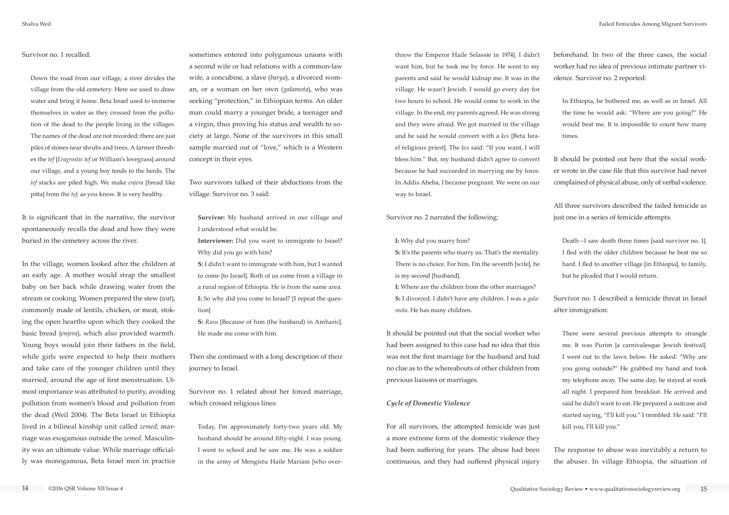Survivor no. 1 recalled:

> Down the road from our village, a river divides the village from the old cemetery. Here we used to draw water and bring it home. Beta Israel used to immerse themselves in water as they crossed from the pollution of the dead to the people living in the villages. The names of the dead are not recorded; there are just piles of stones near shrubs and trees. A farmer threshes the *tef* [*Eragrostis tef* or William's lovegrass] around our village, and a young boy tends to the herds. The *tef* stacks are piled high. We make *enjera* [bread like pitta] from the *tef*, as you know. It is very healthy.

It is significant that in the narrative, the survivor spontaneously recalls the dead and how they were buried in the cemetery across the river.

In the village, women looked after the children at an early age. A mother would strap the smallest baby on her back while drawing water from the stream or cooking. Women prepared the stew (*wat*), commonly made of lentils, chicken, or meat, stoking the open hearths upon which they cooked the basic bread (*enjera*), which also provided warmth. Young boys would join their fathers in the field, while girls were expected to help their mothers and take care of the younger children until they married, around the age of first menstruation. Utmost importance was attributed to purity, avoiding pollution from women's blood and pollution from the dead (Weil 2004). The Beta Israel in Ethiopia lived in a bilineal kinship unit called *zemed*; marriage was exogamous outside the *zemed*. Masculinity was an ultimate value. While marriage officially was monogamous, Beta Israel men in practice sometimes entered into polygamous unions with a second wife or had relations with a common-law wife, a concubine, a slave (*barya*), a divorced woman, or a woman on her own (*galamota*), who was seeking "protection," in Ethiopian terms. An older man could marry a younger bride, a teenager and a virgin, thus proving his status and wealth to society at large. None of the survivors in this small sample married out of "love," which is a Western concept in their eyes.

Two survivors talked of their abductions from the village. Survivor no. 3 said:

> **Survivor:** My husband arrived in our village and I understood what would be.
>
> **Interviewer:** Did you want to immigrate to Israel? Why did you go with him?
>
> **S:** I didn't want to immigrate with him, but I wanted to come [to Israel]. Both of us come from a village in a rural region of Ethiopia. He is from the same area.
>
> **I:** So why did you come to Israel? [I repeat the question]
>
> **S:** *Rasu* [Because of him (the husband) in Amharic]. He made me come with him.

Then she continued with a long description of their journey to Israel.

Survivor no. 1 related about her forced marriage, which crossed religious lines:

> Today, I'm approximately forty-two years old. My husband should be around fifty-eight. I was young. I went to school and he saw me. He was a soldier in the army of Mengistu Haile Mariam [who overthrew the Emperor Haile Selassie in 1974]. I didn't want him, but he took me by force. He went to my parents and said he would kidnap me. It was in the village. He wasn't Jewish. I would go every day for two hours to school. He would come to work in the village. In the end, my parents agreed. He was strong and they were afraid. We got married in the village and he said he would convert with a *kes* [Beta Israel religious priest]. The *kes* said: "If you want, I will bless him." But, my husband didn't agree to convert because he had succeeded in marrying me by force. In Addis Abeba, I became pregnant. We were on our way to Israel.

Survivor no. 2 narrated the following:

> **I:** Why did you marry him?
>
> **S:** It's the parents who marry us. That's the mentality. There is no choice. For him, I'm the seventh [wife], he is my second [husband].
>
> **I:** Where are the children from the other marriages?
>
> **S:** I divorced. I didn't have any children. I was a *galamota*. He has many children.

It should be pointed out that the social worker who had been assigned to this case had no idea that this was not the first marriage for the husband and had no clue as to the whereabouts of other children from previous liaisons or marriages.

### *Cycle of Domestic Violence*

For all survivors, the attempted femicide was just a more extreme form of the domestic violence they had been suffering for years. The abuse had been continuous, and they had suffered physical injury beforehand. In two of the three cases, the social worker had no idea of previous intimate partner violence. Survivor no. 2 reported:

> In Ethiopia, he bothered me, as well as in Israel. All the time he would ask: "Where are you going?" He would beat me. It is impossible to count how many times.

It should be pointed out here that the social worker wrote in the case file that this survivor had never complained of physical abuse, only of verbal violence.

All three survivors described the failed femicide as just one in a series of femicide attempts.

> Death—I saw death three times [said survivor no. 1]. I fled with the older children because he beat me so hard. I fled to another village [in Ethiopia], to family, but he pleaded that I would return.

Survivor no. 1 described a femicide threat in Israel after immigration:

> There were several previous attempts to strangle me. It was Purim [a carnivalesque Jewish festival]. I went out to the lawn below. He asked: "Why are you going outside?" He grabbed my hand and took my telephone away. The same day, he stayed at work all night. I prepared him breakfast. He arrived and said he didn't want to eat. He prepared a suitcase and started saying, "I'll kill you." I trembled. He said: "I'll kill you, I'll kill you."

The response to abuse was inevitably a return to the abuser. In village Ethiopia, the situation of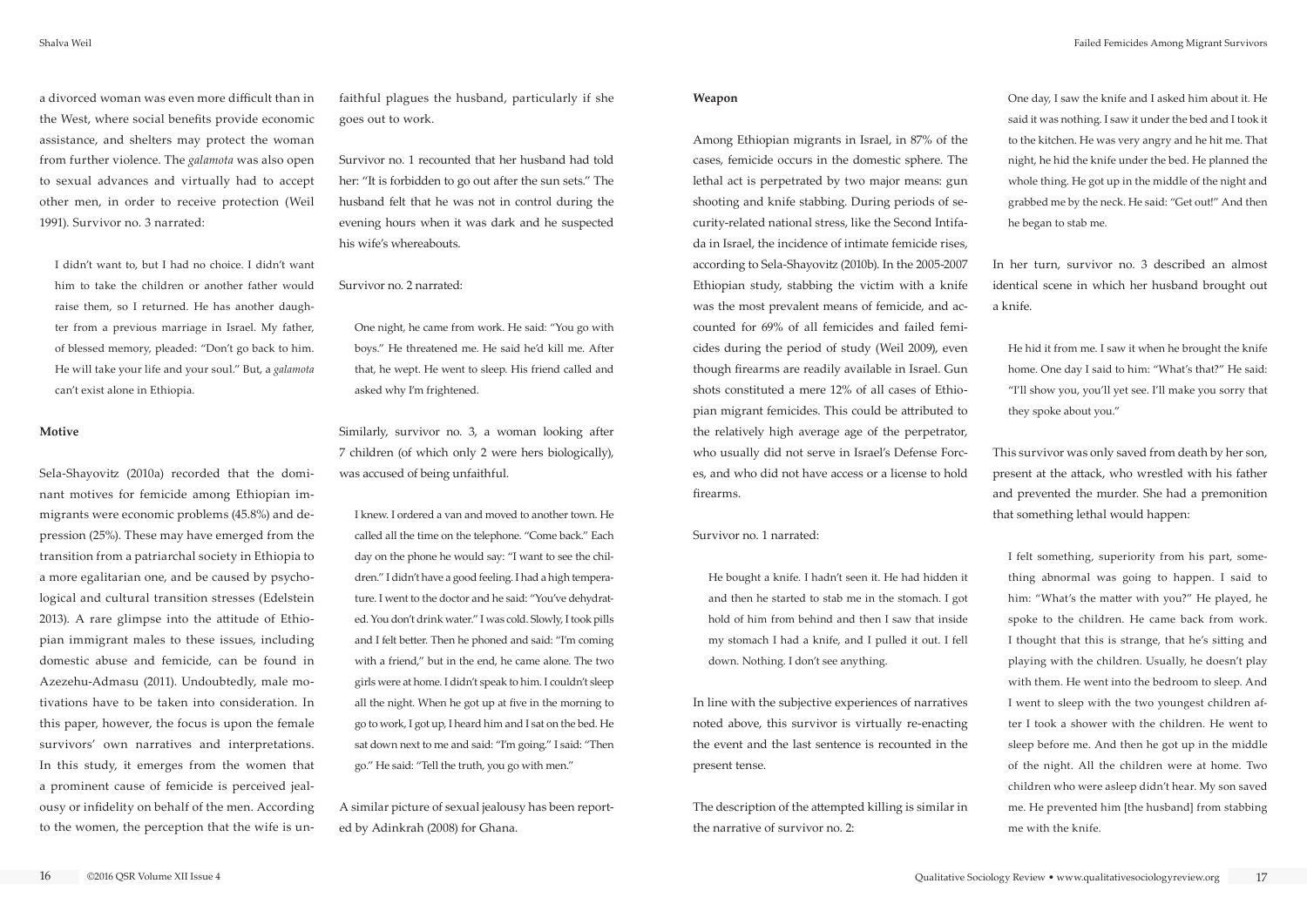a divorced woman was even more difficult than in the West, where social benefits provide economic assistance, and shelters may protect the woman from further violence. The *galamota* was also open to sexual advances and virtually had to accept other men, in order to receive protection (Weil 1991). Survivor no. 3 narrated:

> I didn't want to, but I had no choice. I didn't want him to take the children or another father would raise them, so I returned. He has another daughter from a previous marriage in Israel. My father, of blessed memory, pleaded: "Don't go back to him. He will take your life and your soul." But, a *galamota* can't exist alone in Ethiopia.

**Motive**

Sela-Shayovitz (2010a) recorded that the dominant motives for femicide among Ethiopian immigrants were economic problems (45.8%) and depression (25%). These may have emerged from the transition from a patriarchal society in Ethiopia to a more egalitarian one, and be caused by psychological and cultural transition stresses (Edelstein 2013). A rare glimpse into the attitude of Ethiopian immigrant males to these issues, including domestic abuse and femicide, can be found in Azezehu-Admasu (2011). Undoubtedly, male motivations have to be taken into consideration. In this paper, however, the focus is upon the female survivors' own narratives and interpretations. In this study, it emerges from the women that a prominent cause of femicide is perceived jealousy or infidelity on behalf of the men. According to the women, the perception that the wife is unfaithful plagues the husband, particularly if she goes out to work.

Survivor no. 1 recounted that her husband had told her: "It is forbidden to go out after the sun sets." The husband felt that he was not in control during the evening hours when it was dark and he suspected his wife's whereabouts.

Survivor no. 2 narrated:

> One night, he came from work. He said: "You go with boys." He threatened me. He said he'd kill me. After that, he wept. He went to sleep. His friend called and asked why I'm frightened.

Similarly, survivor no. 3, a woman looking after 7 children (of which only 2 were hers biologically), was accused of being unfaithful.

> I knew. I ordered a van and moved to another town. He called all the time on the telephone. "Come back." Each day on the phone he would say: "I want to see the children." I didn't have a good feeling. I had a high temperature. I went to the doctor and he said: "You've dehydrated. You don't drink water." I was cold. Slowly, I took pills and I felt better. Then he phoned and said: "I'm coming with a friend," but in the end, he came alone. The two girls were at home. I didn't speak to him. I couldn't sleep all the night. When he got up at five in the morning to go to work, I got up, I heard him and I sat on the bed. He sat down next to me and said: "I'm going." I said: "Then go." He said: "Tell the truth, you go with men."

A similar picture of sexual jealousy has been reported by Adinkrah (2008) for Ghana.

**Weapon**

Among Ethiopian migrants in Israel, in 87% of the cases, femicide occurs in the domestic sphere. The lethal act is perpetrated by two major means: gun shooting and knife stabbing. During periods of security-related national stress, like the Second Intifada in Israel, the incidence of intimate femicide rises, according to Sela-Shayovitz (2010b). In the 2005-2007 Ethiopian study, stabbing the victim with a knife was the most prevalent means of femicide, and accounted for 69% of all femicides and failed femicides during the period of study (Weil 2009), even though firearms are readily available in Israel. Gun shots constituted a mere 12% of all cases of Ethiopian migrant femicides. This could be attributed to the relatively high average age of the perpetrator, who usually did not serve in Israel's Defense Forces, and who did not have access or a license to hold firearms.

Survivor no. 1 narrated:

> He bought a knife. I hadn't seen it. He had hidden it and then he started to stab me in the stomach. I got hold of him from behind and then I saw that inside my stomach I had a knife, and I pulled it out. I fell down. Nothing. I don't see anything.

In line with the subjective experiences of narratives noted above, this survivor is virtually re-enacting the event and the last sentence is recounted in the present tense.

The description of the attempted killing is similar in the narrative of survivor no. 2:

> One day, I saw the knife and I asked him about it. He said it was nothing. I saw it under the bed and I took it to the kitchen. He was very angry and he hit me. That night, he hid the knife under the bed. He planned the whole thing. He got up in the middle of the night and grabbed me by the neck. He said: "Get out!" And then he began to stab me.

In her turn, survivor no. 3 described an almost identical scene in which her husband brought out a knife.

> He hid it from me. I saw it when he brought the knife home. One day I said to him: "What's that?" He said: "I'll show you, you'll yet see. I'll make you sorry that they spoke about you."

This survivor was only saved from death by her son, present at the attack, who wrestled with his father and prevented the murder. She had a premonition that something lethal would happen:

> I felt something, superiority from his part, something abnormal was going to happen. I said to him: "What's the matter with you?" He played, he spoke to the children. He came back from work. I thought that this is strange, that he's sitting and playing with the children. Usually, he doesn't play with them. He went into the bedroom to sleep. And I went to sleep with the two youngest children after I took a shower with the children. He went to sleep before me. And then he got up in the middle of the night. All the children were at home. Two children who were asleep didn't hear. My son saved me. He prevented him [the husband] from stabbing me with the knife.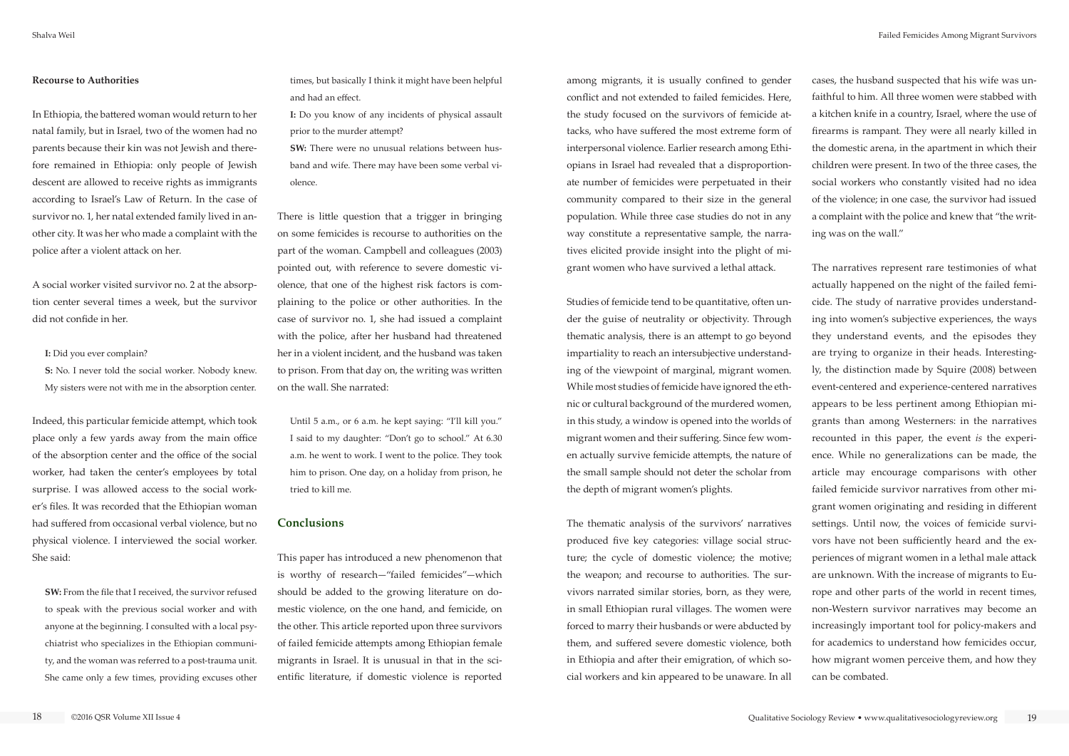**Recourse to Authorities**

In Ethiopia, the battered woman would return to her natal family, but in Israel, two of the women had no parents because their kin was not Jewish and therefore remained in Ethiopia: only people of Jewish descent are allowed to receive rights as immigrants according to Israel's Law of Return. In the case of survivor no. 1, her natal extended family lived in another city. It was her who made a complaint with the police after a violent attack on her.

A social worker visited survivor no. 2 at the absorption center several times a week, but the survivor did not confide in her.

> **I:** Did you ever complain?
>
> **S:** No. I never told the social worker. Nobody knew. My sisters were not with me in the absorption center.

Indeed, this particular femicide attempt, which took place only a few yards away from the main office of the absorption center and the office of the social worker, had taken the center's employees by total surprise. I was allowed access to the social worker's files. It was recorded that the Ethiopian woman had suffered from occasional verbal violence, but no physical violence. I interviewed the social worker. She said:

> **SW:** From the file that I received, the survivor refused to speak with the previous social worker and with anyone at the beginning. I consulted with a local psychiatrist who specializes in the Ethiopian community, and the woman was referred to a post-trauma unit. She came only a few times, providing excuses other times, but basically I think it might have been helpful and had an effect.
>
> **I:** Do you know of any incidents of physical assault prior to the murder attempt?
>
> **SW:** There were no unusual relations between husband and wife. There may have been some verbal violence.

There is little question that a trigger in bringing on some femicides is recourse to authorities on the part of the woman. Campbell and colleagues (2003) pointed out, with reference to severe domestic violence, that one of the highest risk factors is complaining to the police or other authorities. In the case of survivor no. 1, she had issued a complaint with the police, after her husband had threatened her in a violent incident, and the husband was taken to prison. From that day on, the writing was written on the wall. She narrated:

> Until 5 a.m., or 6 a.m. he kept saying: "I'll kill you." I said to my daughter: "Don't go to school." At 6.30 a.m. he went to work. I went to the police. They took him to prison. One day, on a holiday from prison, he tried to kill me.

## Conclusions

This paper has introduced a new phenomenon that is worthy of research—"failed femicides"—which should be added to the growing literature on domestic violence, on the one hand, and femicide, on the other. This article reported upon three survivors of failed femicide attempts among Ethiopian female migrants in Israel. It is unusual in that in the scientific literature, if domestic violence is reported among migrants, it is usually confined to gender conflict and not extended to failed femicides. Here, the study focused on the survivors of femicide attacks, who have suffered the most extreme form of interpersonal violence. Earlier research among Ethiopians in Israel had revealed that a disproportionate number of femicides were perpetuated in their community compared to their size in the general population. While three case studies do not in any way constitute a representative sample, the narratives elicited provide insight into the plight of migrant women who have survived a lethal attack.

Studies of femicide tend to be quantitative, often under the guise of neutrality or objectivity. Through thematic analysis, there is an attempt to go beyond impartiality to reach an intersubjective understanding of the viewpoint of marginal, migrant women. While most studies of femicide have ignored the ethnic or cultural background of the murdered women, in this study, a window is opened into the worlds of migrant women and their suffering. Since few women actually survive femicide attempts, the nature of the small sample should not deter the scholar from the depth of migrant women's plights.

The thematic analysis of the survivors' narratives produced five key categories: village social structure; the cycle of domestic violence; the motive; the weapon; and recourse to authorities. The survivors narrated similar stories, born, as they were, in small Ethiopian rural villages. The women were forced to marry their husbands or were abducted by them, and suffered severe domestic violence, both in Ethiopia and after their emigration, of which social workers and kin appeared to be unaware. In all cases, the husband suspected that his wife was unfaithful to him. All three women were stabbed with a kitchen knife in a country, Israel, where the use of firearms is rampant. They were all nearly killed in the domestic arena, in the apartment in which their children were present. In two of the three cases, the social workers who constantly visited had no idea of the violence; in one case, the survivor had issued a complaint with the police and knew that "the writing was on the wall."

The narratives represent rare testimonies of what actually happened on the night of the failed femicide. The study of narrative provides understanding into women's subjective experiences, the ways they understand events, and the episodes they are trying to organize in their heads. Interestingly, the distinction made by Squire (2008) between event-centered and experience-centered narratives appears to be less pertinent among Ethiopian migrants than among Westerners: in the narratives recounted in this paper, the event *is* the experience. While no generalizations can be made, the article may encourage comparisons with other failed femicide survivor narratives from other migrant women originating and residing in different settings. Until now, the voices of femicide survivors have not been sufficiently heard and the experiences of migrant women in a lethal male attack are unknown. With the increase of migrants to Europe and other parts of the world in recent times, non-Western survivor narratives may become an increasingly important tool for policy-makers and for academics to understand how femicides occur, how migrant women perceive them, and how they can be combated.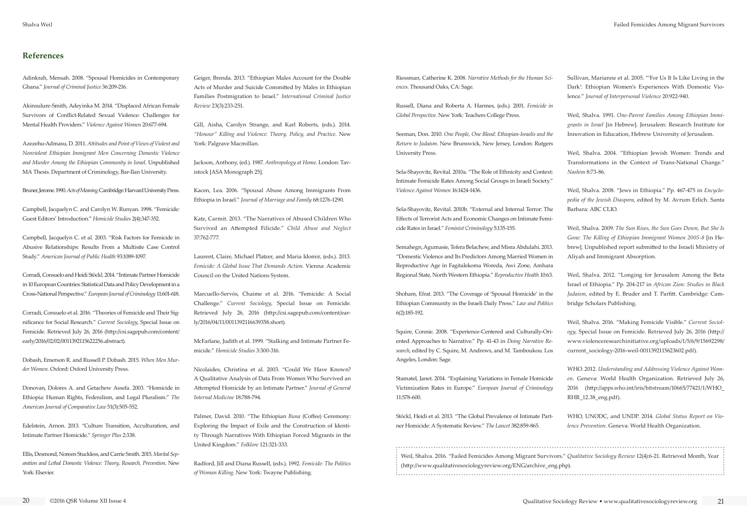## References

Adinkrah, Mensah. 2008. "Spousal Homicides in Contemporary Ghana." *Journal of Criminal Justice* 36:209-216.

Akinsulure-Smith, Adeyinka M. 2014. "Displaced African Female Survivors of Conflict-Related Sexual Violence: Challenges for Mental Health Providers." *Violence Against Women* 20:677-694.

Azezehu-Admasu, D. 2011. *Attitudes and Point of Views of Violent and Nonviolent Ethiopian Immigrant Men Concerning Domestic Violence and Murder Among the Ethiopian Community in Israel*. Unpublished MA Thesis. Department of Criminology, Bar-Ilan University.

Bruner, Jerome. 1990. *Acts of Meaning* Cambridge: Harvard University Press.

Campbell, Jacquelyn C. and Carolyn W. Runyan. 1998. "Femicide: Guest Editors' Introduction." *Homicide Studies* 2(4):347-352.

Campbell, Jacquelyn C. et al. 2003. "Risk Factors for Femicide in Abusive Relationships: Results From a Multisite Case Control Study." *American Journal of Public Health* 93:1089-1097.

Corradi, Consuelo and Heidi Stöckl. 2014. "Intimate Partner Homicide in 10 European Countries: Statistical Data and Policy Development in a Cross-National Perspective." *European Journal of Criminology* 11:601-618.

Corradi, Consuelo et al. 2016. "Theories of Femicide and Their Significance for Social Research." *Current Sociology*, Special Issue on Femicide. Retrieved July 26, 2016 (http://csi.sagepub.com/content/early/2016/02/02/0011392115622256.abstract).

Dobash, Emerson R. and Russell P. Dobash. 2015. *When Men Murder Women*. Oxford: Oxford University Press.

Donovan, Dolores A. and Getachew Assefa. 2003. "Homicide in Ethiopia: Human Rights, Federalism, and Legal Pluralism." *The American Journal of Comparative Law* 51(3):505-552.

Edelstein, Arnon. 2013. "Culture Transition, Acculturation, and Intimate Partner Homicide." *Springer Plus* 2:338.

Ellis, Desmond, Noreen Stuckless, and Carrie Smith. 2015. *Marital Separation and Lethal Domestic Violence: Theory, Research, Prevention*. New York: Elsevier.

Geiger, Brenda. 2013. "Ethiopian Males Account for the Double Acts of Murder and Suicide Committed by Males in Ethiopian Families Postmigration to Israel." *International Criminal Justice Review* 23(3):233-251.

Gill, Aisha, Carolyn Strange, and Karl Roberts, (eds.). 2014. *"Honour" Killing and Violence: Theory, Policy, and Practice*. New York: Palgrave Macmillan.

Jackson, Anthony, (ed.). 1987. *Anthropology at Home*. London: Tavistock [ASA Monograph 25].

Kacen, Lea. 2006. "Spousal Abuse Among Immigrants From Ethiopia in Israel." *Journal of Marriage and Family* 68:1276-1290.

Katz, Carmit. 2013. "The Narratives of Abused Children Who Survived an Attempted Filicide." *Child Abuse and Neglect* 37:762-777.

Laurent, Claire, Michael Platzer, and Maria Idomir, (eds.). 2013. *Femicide: A Global Issue That Demands Action*. Vienna: Academic Council on the United Nations System.

Marcuello-Servós, Chaime et al. 2016. "Femicide: A Social Challenge." *Current Sociology*, Special Issue on Femicide. Retrieved July 26, 2016 (http://csi.sagepub.com/content/early/2016/04/11/0011392116639358.short).

McFarlane, Judith et al. 1999. "Stalking and Intimate Partner Femicide." *Homicide Studies* 3:300-316.

Nicolaides, Christina et al. 2003. "Could We Have Known? A Qualitative Analysis of Data From Women Who Survived an Attempted Homicide by an Intimate Partner." *Journal of General Internal Medicine* 18:788-794.

Palmer, David. 2010. "The Ethiopian *Buna* (Coffee) Ceremony: Exploring the Impact of Exile and the Construction of Identity Through Narratives With Ethiopian Forced Migrants in the United Kingdom." *Folklore* 121:321-333.

Radford, Jill and Diana Russell, (eds.). 1992. *Femicide: The Politics of Woman Killing*. New York: Twayne Publishing.

Riessman, Catherine K. 2008. *Narrative Methods for the Human Sciences*. Thousand Oaks, CA: Sage.

Russell, Diana and Roberta A. Harmes, (eds.). 2001. *Femicide in Global Perspective*. New York: Teachers College Press.

Seeman, Don. 2010. *One People, One Blood: Ethiopian-Israelis and the Return to Judaism*. New Brunswick, New Jersey, London: Rutgers University Press.

Sela-Shayovitz, Revital. 2010a. "The Role of Ethnicity and Context: Intimate Femicide Rates Among Social Groups in Israeli Society." *Violence Against Women* 16:1424-1436.

Sela-Shayovitz, Revital. 2010b. "External and Internal Terror: The Effects of Terrorist Acts and Economic Changes on Intimate Femicide Rates in Israel." *Feminist Criminology* 5:135-155.

Semahegn, Agumasie, Tefera Belachew, and Misra Abdulahi. 2013. "Domestic Violence and Its Predictors Among Married Women in Reproductive Age in Fagitalekoma Woreda, Awi Zone, Amhara Regional State, North Western Ethiopia." *Reproductive Health* 10:63.

Shoham, Efrat. 2013. "The Coverage of 'Spousal Homicide' in the Ethiopian Community in the Israeli Daily Press." *Law and Politics* 6(2):185-192.

Squire, Connie. 2008. "Experience-Centered and Culturally-Oriented Approaches to Narrative." Pp. 41-43 in *Doing Narrative Research*, edited by C. Squire, M. Andrews, and M. Tamboukou. Los Angeles, London: Sage.

Stamatel, Janet. 2014. "Explaining Variations in Female Homicide Victimization Rates in Europe." *European Journal of Criminology* 11:578-600.

Stöckl, Heidi et al. 2013. "The Global Prevalence of Intimate Partner Homicide: A Systematic Review." *The Lancet* 382:859-865.

Sullivan, Marianne et al. 2005. "'For Us It Is Like Living in the Dark': Ethiopian Women's Experiences With Domestic Violence." *Journal of Interpersonal Violence* 20:922-940.

Weil, Shalva. 1991. *One-Parent Families Among Ethiopian Immigrants in Israel* [in Hebrew]. Jerusalem: Research Institute for Innovation in Education, Hebrew University of Jerusalem.

Weil, Shalva. 2004. "Ethiopian Jewish Women: Trends and Transformations in the Context of Trans-National Change." *Nashim* 8:73-86.

Weil, Shalva. 2008. "Jews in Ethiopia." Pp. 467-475 in *Encyclopedia of the Jewish Diaspora*, edited by M. Avrum Erlich. Santa Barbara: ABC CLIO.

Weil, Shalva. 2009. *The Sun Rises, the Sun Goes Down, But She Is Gone: The Killing of Ethiopian Immigrant Women 2005-8* [in Hebrew]. Unpublished report submitted to the Israeli Ministry of Aliyah and Immigrant Absorption.

Weil, Shalva. 2012. "Longing for Jerusalem Among the Beta Israel of Ethiopia." Pp. 204-217 in *African Zion: Studies in Black Judaism*, edited by E. Bruder and T. Parfitt. Cambridge: Cambridge Scholars Publishing.

Weil, Shalva. 2016. "Making Femicide Visible." *Current Sociology*, Special Issue on Femicide. Retrieved July 26, 2016 (http://www.violenceresearchinitiative.org/uploads/1/5/6/9/15692298/current_sociology-2016-weil-0011392115623602.pdf).

WHO. 2012. *Understanding and Addressing Violence Against Women*. Geneva: World Health Organization. Retrieved July 26, 2016 (http://apps.who.int/iris/bitstream/10665/77421/1/WHO_RHR_12.38_eng.pdf).

WHO, UNODC, and UNDP. 2014. *Global Status Report on Violence Prevention*. Geneva: World Health Organization.

Weil, Shalva. 2016. "Failed Femicides Among Migrant Survivors." *Qualitative Sociology Review* 12(4):6-21. Retrieved Month, Year (http://www.qualitativesociologyreview.org/ENG/archive_eng.php).